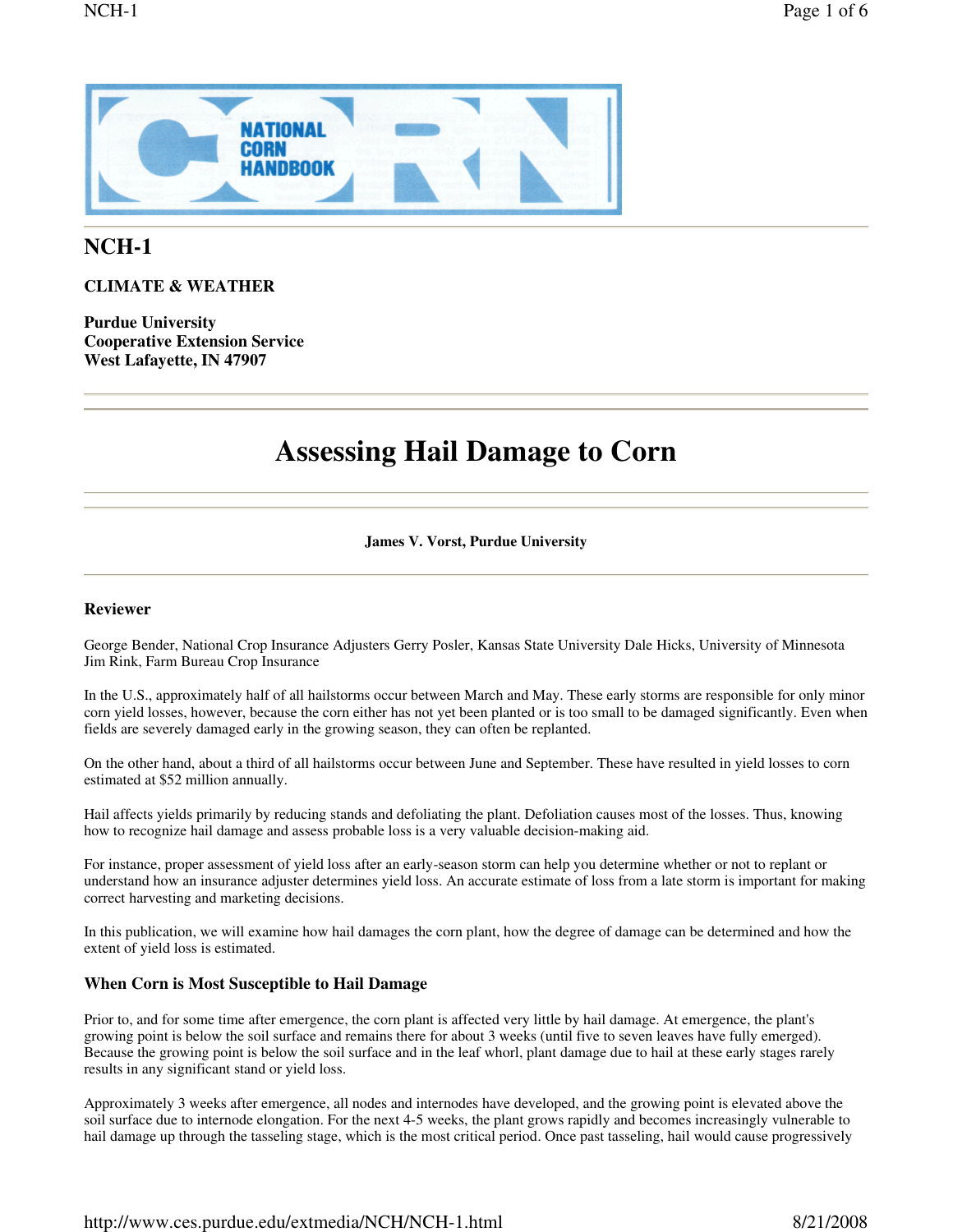# NCH-1

**CLIMATE & WEATHER**

**Purdue University**
**Cooperative Extension Service**
**West Lafayette, IN 47907**

# Assessing Hail Damage to Corn

**James V. Vorst, Purdue University**

### Reviewer

George Bender, National Crop Insurance Adjusters Gerry Posler, Kansas State University Dale Hicks, University of Minnesota Jim Rink, Farm Bureau Crop Insurance

In the U.S., approximately half of all hailstorms occur between March and May. These early storms are responsible for only minor corn yield losses, however, because the corn either has not yet been planted or is too small to be damaged significantly. Even when fields are severely damaged early in the growing season, they can often be replanted.

On the other hand, about a third of all hailstorms occur between June and September. These have resulted in yield losses to corn estimated at $52 million annually.

Hail affects yields primarily by reducing stands and defoliating the plant. Defoliation causes most of the losses. Thus, knowing how to recognize hail damage and assess probable loss is a very valuable decision-making aid.

For instance, proper assessment of yield loss after an early-season storm can help you determine whether or not to replant or understand how an insurance adjuster determines yield loss. An accurate estimate of loss from a late storm is important for making correct harvesting and marketing decisions.

In this publication, we will examine how hail damages the corn plant, how the degree of damage can be determined and how the extent of yield loss is estimated.

### When Corn is Most Susceptible to Hail Damage

Prior to, and for some time after emergence, the corn plant is affected very little by hail damage. At emergence, the plant's growing point is below the soil surface and remains there for about 3 weeks (until five to seven leaves have fully emerged). Because the growing point is below the soil surface and in the leaf whorl, plant damage due to hail at these early stages rarely results in any significant stand or yield loss.

Approximately 3 weeks after emergence, all nodes and internodes have developed, and the growing point is elevated above the soil surface due to internode elongation. For the next 4-5 weeks, the plant grows rapidly and becomes increasingly vulnerable to hail damage up through the tasseling stage, which is the most critical period. Once past tasseling, hail would cause progressively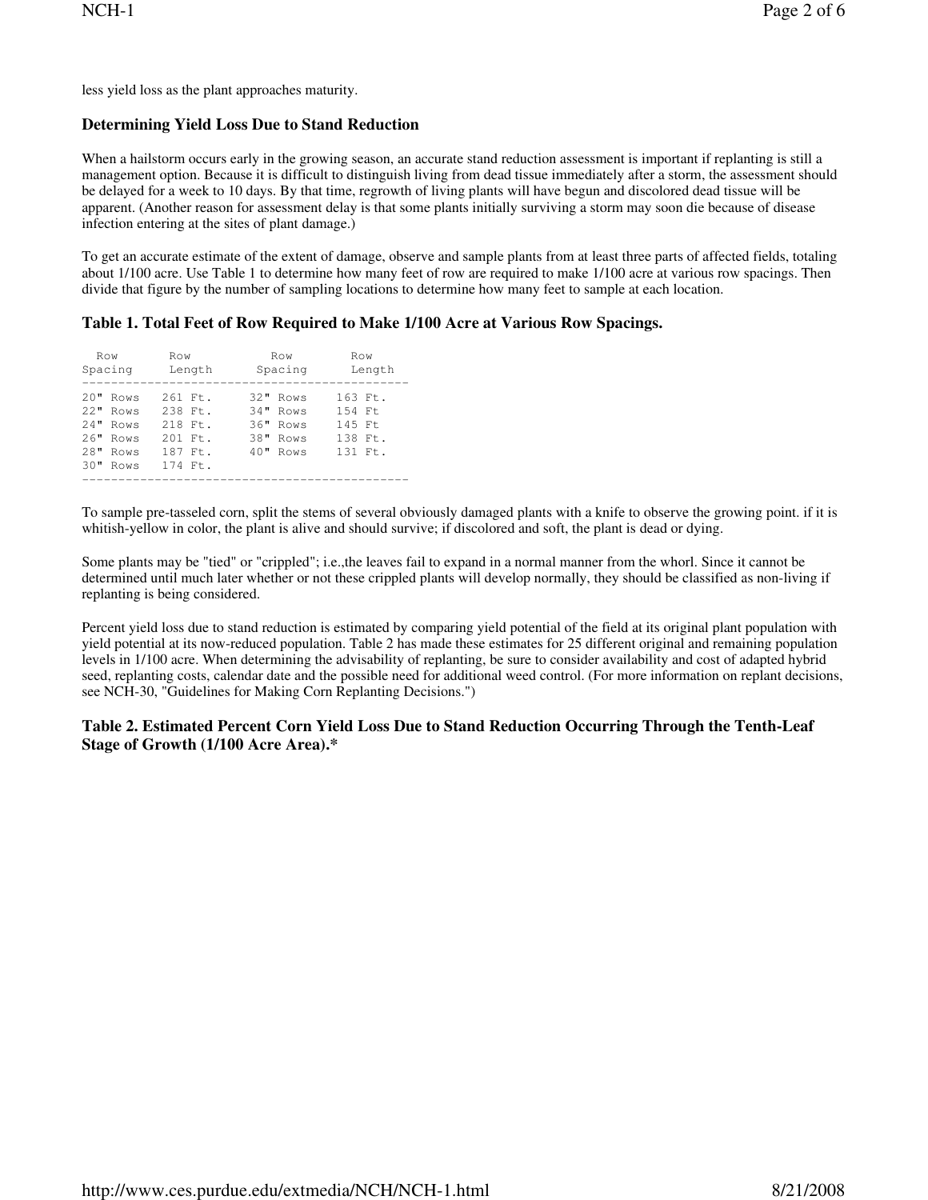less yield loss as the plant approaches maturity.

### Determining Yield Loss Due to Stand Reduction

When a hailstorm occurs early in the growing season, an accurate stand reduction assessment is important if replanting is still a management option. Because it is difficult to distinguish living from dead tissue immediately after a storm, the assessment should be delayed for a week to 10 days. By that time, regrowth of living plants will have begun and discolored dead tissue will be apparent. (Another reason for assessment delay is that some plants initially surviving a storm may soon die because of disease infection entering at the sites of plant damage.)

To get an accurate estimate of the extent of damage, observe and sample plants from at least three parts of affected fields, totaling about 1/100 acre. Use Table 1 to determine how many feet of row are required to make 1/100 acre at various row spacings. Then divide that figure by the number of sampling locations to determine how many feet to sample at each location.

### Table 1. Total Feet of Row Required to Make 1/100 Acre at Various Row Spacings.

| Row Spacing | Row Length | Row Spacing | Row Length |
|---|---|---|---|
| 20" Rows | 261 Ft. | 32" Rows | 163 Ft. |
| 22" Rows | 238 Ft. | 34" Rows | 154 Ft |
| 24" Rows | 218 Ft. | 36" Rows | 145 Ft |
| 26" Rows | 201 Ft. | 38" Rows | 138 Ft. |
| 28" Rows | 187 Ft. | 40" Rows | 131 Ft. |
| 30" Rows | 174 Ft. | | |

To sample pre-tasseled corn, split the stems of several obviously damaged plants with a knife to observe the growing point. if it is whitish-yellow in color, the plant is alive and should survive; if discolored and soft, the plant is dead or dying.

Some plants may be "tied" or "crippled"; i.e.,the leaves fail to expand in a normal manner from the whorl. Since it cannot be determined until much later whether or not these crippled plants will develop normally, they should be classified as non-living if replanting is being considered.

Percent yield loss due to stand reduction is estimated by comparing yield potential of the field at its original plant population with yield potential at its now-reduced population. Table 2 has made these estimates for 25 different original and remaining population levels in 1/100 acre. When determining the advisability of replanting, be sure to consider availability and cost of adapted hybrid seed, replanting costs, calendar date and the possible need for additional weed control. (For more information on replant decisions, see NCH-30, "Guidelines for Making Corn Replanting Decisions.")

### Table 2. Estimated Percent Corn Yield Loss Due to Stand Reduction Occurring Through the Tenth-Leaf Stage of Growth (1/100 Acre Area).*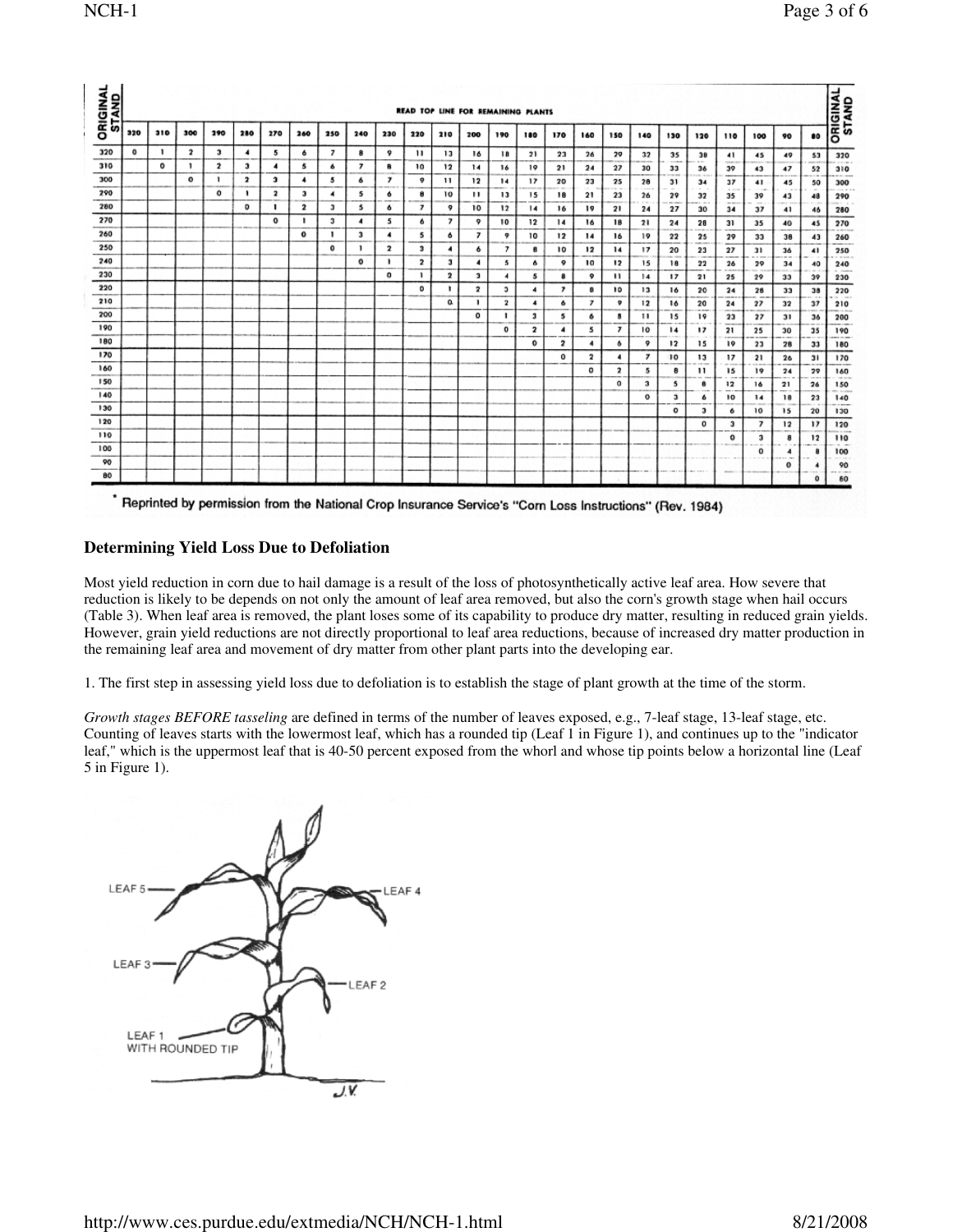READ TOP LINE FOR REMAINING PLANTS

| ORIGINAL STAND | 320 | 310 | 300 | 290 | 280 | 270 | 260 | 250 | 240 | 230 | 220 | 210 | 200 | 190 | 180 | 170 | 160 | 150 | 140 | 130 | 120 | 110 | 100 | 90 | 80 | ORIGINAL STAND |
|---|---|---|---|---|---|---|---|---|---|---|---|---|---|---|---|---|---|---|---|---|---|---|---|---|---|---|
| 320 | 0 | 1 | 2 | 3 | 4 | 5 | 6 | 7 | 8 | 9 | 11 | 13 | 16 | 18 | 21 | 23 | 26 | 29 | 32 | 35 | 38 | 41 | 45 | 49 | 53 | 320 |
| 310 | | 0 | 1 | 2 | 3 | 4 | 5 | 6 | 7 | 8 | 10 | 12 | 14 | 16 | 19 | 21 | 24 | 27 | 30 | 33 | 36 | 39 | 43 | 47 | 52 | 310 |
| 300 | | | 0 | 1 | 2 | 3 | 4 | 5 | 6 | 7 | 9 | 11 | 12 | 14 | 17 | 20 | 23 | 25 | 28 | 31 | 34 | 37 | 41 | 45 | 50 | 300 |
| 290 | | | | 0 | 1 | 2 | 3 | 4 | 5 | 6 | 8 | 10 | 11 | 13 | 15 | 18 | 21 | 23 | 26 | 29 | 32 | 35 | 39 | 43 | 48 | 290 |
| 280 | | | | | 0 | 1 | 2 | 3 | 5 | 6 | 7 | 9 | 10 | 12 | 14 | 16 | 19 | 21 | 24 | 27 | 30 | 34 | 37 | 41 | 46 | 280 |
| 270 | | | | | | 0 | 1 | 3 | 4 | 5 | 6 | 7 | 9 | 10 | 12 | 14 | 16 | 18 | 21 | 24 | 28 | 31 | 35 | 40 | 45 | 270 |
| 260 | | | | | | | 0 | 1 | 3 | 4 | 5 | 6 | 7 | 9 | 10 | 12 | 14 | 16 | 19 | 22 | 25 | 29 | 33 | 38 | 43 | 260 |
| 250 | | | | | | | | 0 | 1 | 2 | 3 | 4 | 6 | 7 | 8 | 10 | 12 | 14 | 17 | 20 | 23 | 27 | 31 | 36 | 41 | 250 |
| 240 | | | | | | | | | 0 | 1 | 2 | 3 | 4 | 5 | 6 | 9 | 10 | 12 | 15 | 18 | 22 | 26 | 29 | 34 | 40 | 240 |
| 230 | | | | | | | | | | 0 | 1 | 2 | 3 | 4 | 5 | 8 | 9 | 11 | 14 | 17 | 21 | 25 | 29 | 33 | 39 | 230 |
| 220 | | | | | | | | | | | 0 | 1 | 2 | 3 | 4 | 7 | 8 | 10 | 13 | 16 | 20 | 24 | 28 | 33 | 38 | 220 |
| 210 | | | | | | | | | | | | 0 | 1 | 2 | 4 | 6 | 7 | 9 | 12 | 16 | 20 | 24 | 27 | 32 | 37 | 210 |
| 200 | | | | | | | | | | | | | 0 | 1 | 3 | 5 | 6 | 8 | 11 | 15 | 19 | 23 | 27 | 31 | 36 | 200 |
| 190 | | | | | | | | | | | | | | 0 | 2 | 4 | 5 | 7 | 10 | 14 | 17 | 21 | 25 | 30 | 35 | 190 |
| 180 | | | | | | | | | | | | | | | 0 | 2 | 4 | 6 | 9 | 12 | 15 | 19 | 23 | 28 | 33 | 180 |
| 170 | | | | | | | | | | | | | | | | 0 | 2 | 4 | 7 | 10 | 13 | 17 | 21 | 26 | 31 | 170 |
| 160 | | | | | | | | | | | | | | | | | 0 | 2 | 5 | 8 | 11 | 15 | 19 | 24 | 29 | 160 |
| 150 | | | | | | | | | | | | | | | | | | 0 | 3 | 5 | 8 | 12 | 16 | 21 | 26 | 150 |
| 140 | | | | | | | | | | | | | | | | | | | 0 | 3 | 6 | 10 | 14 | 18 | 23 | 140 |
| 130 | | | | | | | | | | | | | | | | | | | | 0 | 3 | 6 | 10 | 15 | 20 | 130 |
| 120 | | | | | | | | | | | | | | | | | | | | | 0 | 3 | 7 | 12 | 17 | 120 |
| 110 | | | | | | | | | | | | | | | | | | | | | | 0 | 3 | 8 | 12 | 110 |
| 100 | | | | | | | | | | | | | | | | | | | | | | | 0 | 4 | 8 | 100 |
| 90 | | | | | | | | | | | | | | | | | | | | | | | | 0 | 4 | 90 |
| 80 | | | | | | | | | | | | | | | | | | | | | | | | | 0 | 80 |

* Reprinted by permission from the National Crop Insurance Service's "Corn Loss Instructions" (Rev. 1984)

### Determining Yield Loss Due to Defoliation

Most yield reduction in corn due to hail damage is a result of the loss of photosynthetically active leaf area. How severe that reduction is likely to be depends on not only the amount of leaf area removed, but also the corn's growth stage when hail occurs (Table 3). When leaf area is removed, the plant loses some of its capability to produce dry matter, resulting in reduced grain yields. However, grain yield reductions are not directly proportional to leaf area reductions, because of increased dry matter production in the remaining leaf area and movement of dry matter from other plant parts into the developing ear.

1. The first step in assessing yield loss due to defoliation is to establish the stage of plant growth at the time of the storm.

*Growth stages BEFORE tasseling* are defined in terms of the number of leaves exposed, e.g., 7-leaf stage, 13-leaf stage, etc. Counting of leaves starts with the lowermost leaf, which has a rounded tip (Leaf 1 in Figure 1), and continues up to the "indicator leaf," which is the uppermost leaf that is 40-50 percent exposed from the whorl and whose tip points below a horizontal line (Leaf 5 in Figure 1).

LEAF 5 — LEAF 4 — LEAF 3 — LEAF 2 — LEAF 1 WITH ROUNDED TIP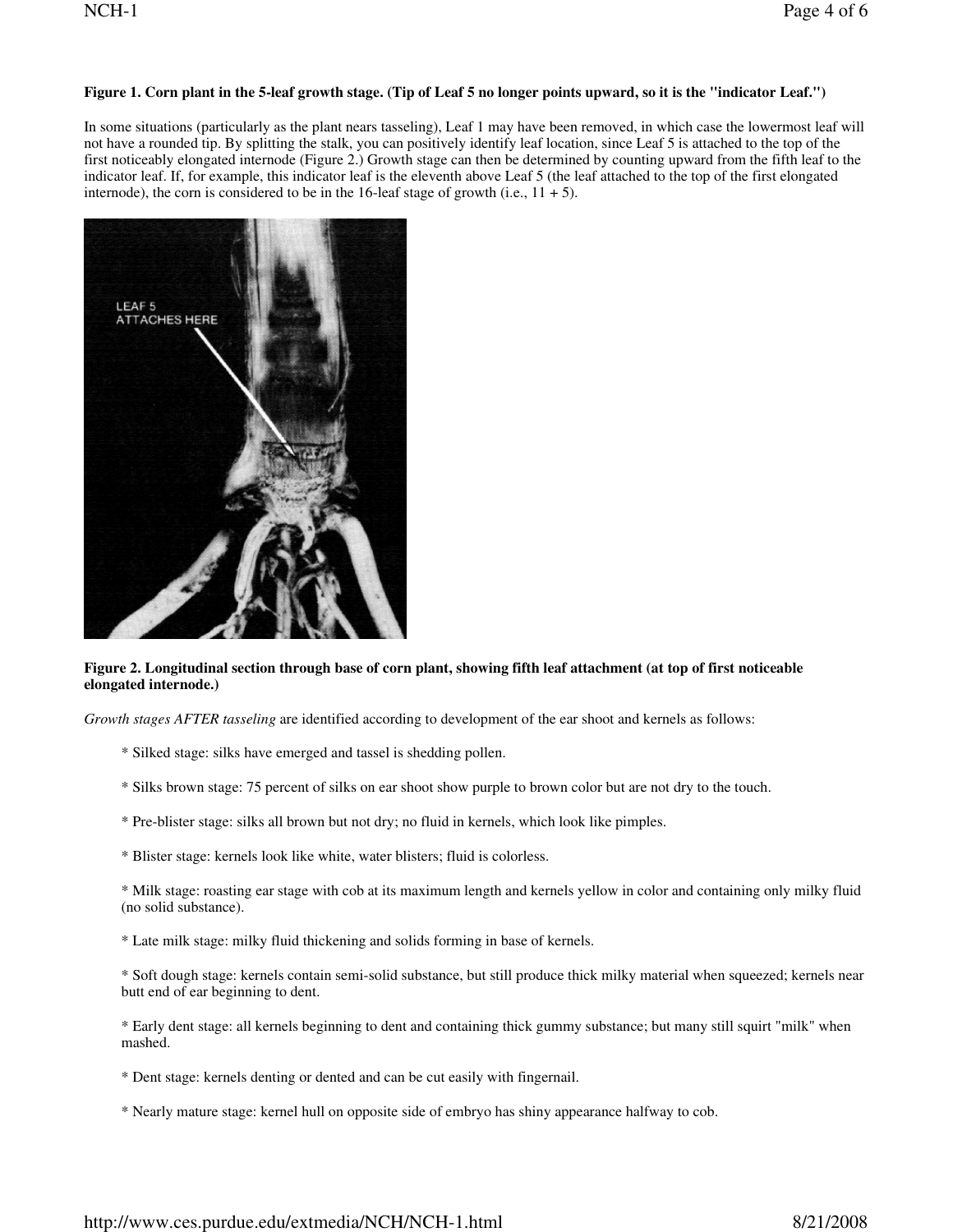**Figure 1. Corn plant in the 5-leaf growth stage. (Tip of Leaf 5 no longer points upward, so it is the "indicator Leaf.")**

In some situations (particularly as the plant nears tasseling), Leaf 1 may have been removed, in which case the lowermost leaf will not have a rounded tip. By splitting the stalk, you can positively identify leaf location, since Leaf 5 is attached to the top of the first noticeably elongated internode (Figure 2.) Growth stage can then be determined by counting upward from the fifth leaf to the indicator leaf. If, for example, this indicator leaf is the eleventh above Leaf 5 (the leaf attached to the top of the first elongated internode), the corn is considered to be in the 16-leaf stage of growth (i.e., 11 + 5).

**Figure 2. Longitudinal section through base of corn plant, showing fifth leaf attachment (at top of first noticeable elongated internode.)**

*Growth stages AFTER tasseling* are identified according to development of the ear shoot and kernels as follows:

* Silked stage: silks have emerged and tassel is shedding pollen.

* Silks brown stage: 75 percent of silks on ear shoot show purple to brown color but are not dry to the touch.

* Pre-blister stage: silks all brown but not dry; no fluid in kernels, which look like pimples.

* Blister stage: kernels look like white, water blisters; fluid is colorless.

* Milk stage: roasting ear stage with cob at its maximum length and kernels yellow in color and containing only milky fluid (no solid substance).

* Late milk stage: milky fluid thickening and solids forming in base of kernels.

* Soft dough stage: kernels contain semi-solid substance, but still produce thick milky material when squeezed; kernels near butt end of ear beginning to dent.

* Early dent stage: all kernels beginning to dent and containing thick gummy substance; but many still squirt "milk" when mashed.

* Dent stage: kernels denting or dented and can be cut easily with fingernail.

* Nearly mature stage: kernel hull on opposite side of embryo has shiny appearance halfway to cob.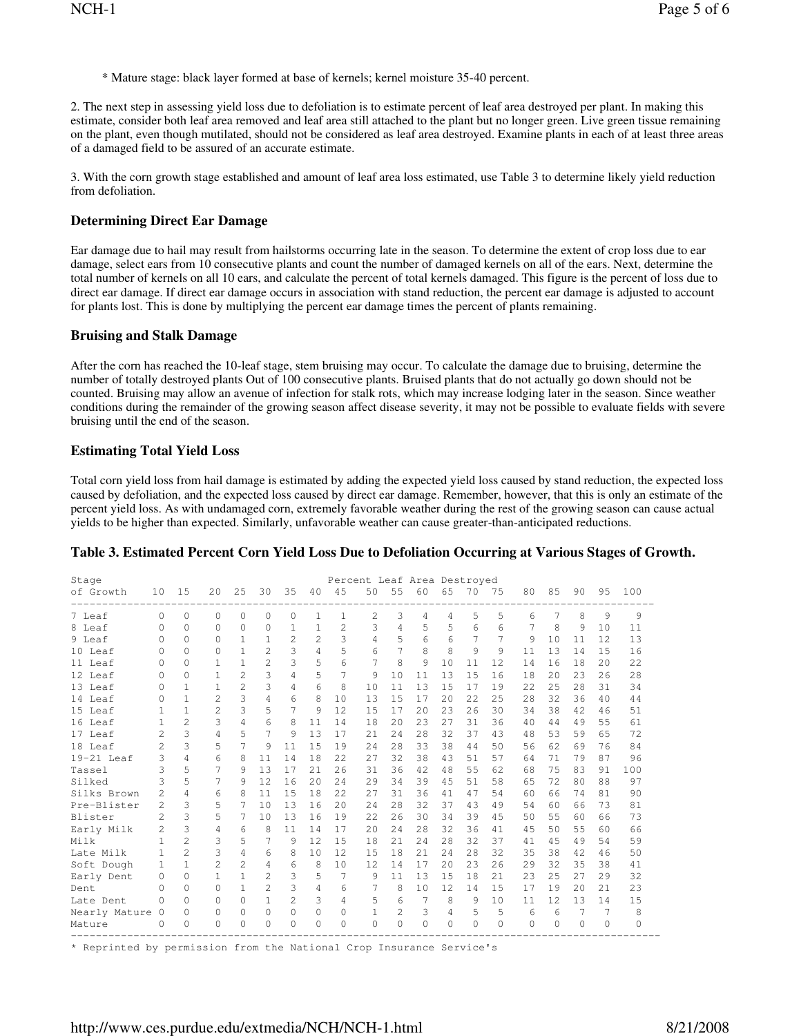* Mature stage: black layer formed at base of kernels; kernel moisture 35-40 percent.

2. The next step in assessing yield loss due to defoliation is to estimate percent of leaf area destroyed per plant. In making this estimate, consider both leaf area removed and leaf area still attached to the plant but no longer green. Live green tissue remaining on the plant, even though mutilated, should not be considered as leaf area destroyed. Examine plants in each of at least three areas of a damaged field to be assured of an accurate estimate.

3. With the corn growth stage established and amount of leaf area loss estimated, use Table 3 to determine likely yield reduction from defoliation.

### Determining Direct Ear Damage

Ear damage due to hail may result from hailstorms occurring late in the season. To determine the extent of crop loss due to ear damage, select ears from 10 consecutive plants and count the number of damaged kernels on all of the ears. Next, determine the total number of kernels on all 10 ears, and calculate the percent of total kernels damaged. This figure is the percent of loss due to direct ear damage. If direct ear damage occurs in association with stand reduction, the percent ear damage is adjusted to account for plants lost. This is done by multiplying the percent ear damage times the percent of plants remaining.

### Bruising and Stalk Damage

After the corn has reached the 10-leaf stage, stem bruising may occur. To calculate the damage due to bruising, determine the number of totally destroyed plants Out of 100 consecutive plants. Bruised plants that do not actually go down should not be counted. Bruising may allow an avenue of infection for stalk rots, which may increase lodging later in the season. Since weather conditions during the remainder of the growing season affect disease severity, it may not be possible to evaluate fields with severe bruising until the end of the season.

### Estimating Total Yield Loss

Total corn yield loss from hail damage is estimated by adding the expected yield loss caused by stand reduction, the expected loss caused by defoliation, and the expected loss caused by direct ear damage. Remember, however, that this is only an estimate of the percent yield loss. As with undamaged corn, extremely favorable weather during the rest of the growing season can cause actual yields to be higher than expected. Similarly, unfavorable weather can cause greater-than-anticipated reductions.

### Table 3. Estimated Percent Corn Yield Loss Due to Defoliation Occurring at Various Stages of Growth.

| Stage of Growth | Percent Leaf Area Destroyed | | | | | | | | | | | | | | | | | | |
|---|---|---|---|---|---|---|---|---|---|---|---|---|---|---|---|---|---|---|---|
| | 10 | 15 | 20 | 25 | 30 | 35 | 40 | 45 | 50 | 55 | 60 | 65 | 70 | 75 | 80 | 85 | 90 | 95 | 100 |
| 7 Leaf | 0 | 0 | 0 | 0 | 0 | 0 | 1 | 1 | 2 | 3 | 4 | 4 | 5 | 5 | 6 | 7 | 8 | 9 | 9 |
| 8 Leaf | 0 | 0 | 0 | 0 | 0 | 1 | 1 | 2 | 3 | 4 | 5 | 5 | 6 | 6 | 7 | 8 | 9 | 10 | 11 |
| 9 Leaf | 0 | 0 | 0 | 1 | 1 | 2 | 2 | 3 | 4 | 5 | 6 | 6 | 7 | 7 | 9 | 10 | 11 | 12 | 13 |
| 10 Leaf | 0 | 0 | 0 | 1 | 2 | 3 | 4 | 5 | 6 | 7 | 8 | 8 | 9 | 9 | 11 | 13 | 14 | 15 | 16 |
| 11 Leaf | 0 | 0 | 1 | 1 | 2 | 3 | 5 | 6 | 7 | 8 | 9 | 10 | 11 | 12 | 14 | 16 | 18 | 20 | 22 |
| 12 Leaf | 0 | 0 | 1 | 2 | 3 | 4 | 5 | 7 | 9 | 10 | 11 | 13 | 15 | 16 | 18 | 20 | 23 | 26 | 28 |
| 13 Leaf | 0 | 1 | 1 | 2 | 3 | 4 | 6 | 8 | 10 | 11 | 13 | 15 | 17 | 19 | 22 | 25 | 28 | 31 | 34 |
| 14 Leaf | 0 | 1 | 2 | 3 | 4 | 6 | 8 | 10 | 13 | 15 | 17 | 20 | 22 | 25 | 28 | 32 | 36 | 40 | 44 |
| 15 Leaf | 1 | 1 | 2 | 3 | 5 | 7 | 9 | 12 | 15 | 17 | 20 | 23 | 26 | 30 | 34 | 38 | 42 | 46 | 51 |
| 16 Leaf | 1 | 2 | 3 | 4 | 6 | 8 | 11 | 14 | 18 | 20 | 23 | 27 | 31 | 36 | 40 | 44 | 49 | 55 | 61 |
| 17 Leaf | 2 | 3 | 4 | 5 | 7 | 9 | 13 | 17 | 21 | 24 | 28 | 32 | 37 | 43 | 48 | 53 | 59 | 65 | 72 |
| 18 Leaf | 2 | 3 | 5 | 7 | 9 | 11 | 15 | 19 | 24 | 28 | 33 | 38 | 44 | 50 | 56 | 62 | 69 | 76 | 84 |
| 19-21 Leaf | 3 | 4 | 6 | 8 | 11 | 14 | 18 | 22 | 27 | 32 | 38 | 43 | 51 | 57 | 64 | 71 | 79 | 87 | 96 |
| Tassel | 3 | 5 | 7 | 9 | 13 | 17 | 21 | 26 | 31 | 36 | 42 | 48 | 55 | 62 | 68 | 75 | 83 | 91 | 100 |
| Silked | 3 | 5 | 7 | 9 | 12 | 16 | 20 | 24 | 29 | 34 | 39 | 45 | 51 | 58 | 65 | 72 | 80 | 88 | 97 |
| Silks Brown | 2 | 4 | 6 | 8 | 11 | 15 | 18 | 22 | 27 | 31 | 36 | 41 | 47 | 54 | 60 | 66 | 74 | 81 | 90 |
| Pre-Blister | 2 | 3 | 5 | 7 | 10 | 13 | 16 | 20 | 24 | 28 | 32 | 37 | 43 | 49 | 54 | 60 | 66 | 73 | 81 |
| Blister | 2 | 3 | 5 | 7 | 10 | 13 | 16 | 19 | 22 | 26 | 30 | 34 | 39 | 45 | 50 | 55 | 60 | 66 | 73 |
| Early Milk | 2 | 3 | 4 | 6 | 8 | 11 | 14 | 17 | 20 | 24 | 28 | 32 | 36 | 41 | 45 | 50 | 55 | 60 | 66 |
| Milk | 1 | 2 | 3 | 5 | 7 | 9 | 12 | 15 | 18 | 21 | 24 | 28 | 32 | 37 | 41 | 45 | 49 | 54 | 59 |
| Late Milk | 1 | 2 | 3 | 4 | 6 | 8 | 10 | 12 | 15 | 18 | 21 | 24 | 28 | 32 | 35 | 38 | 42 | 46 | 50 |
| Soft Dough | 1 | 1 | 2 | 2 | 4 | 6 | 8 | 10 | 12 | 14 | 17 | 20 | 23 | 26 | 29 | 32 | 35 | 38 | 41 |
| Early Dent | 0 | 0 | 1 | 1 | 2 | 3 | 5 | 7 | 9 | 11 | 13 | 15 | 18 | 21 | 23 | 25 | 27 | 29 | 32 |
| Dent | 0 | 0 | 0 | 1 | 2 | 3 | 4 | 6 | 7 | 8 | 10 | 12 | 14 | 15 | 17 | 19 | 20 | 21 | 23 |
| Late Dent | 0 | 0 | 0 | 0 | 1 | 2 | 3 | 4 | 5 | 6 | 7 | 8 | 9 | 10 | 11 | 12 | 13 | 14 | 15 |
| Nearly Mature | 0 | 0 | 0 | 0 | 0 | 0 | 0 | 0 | 1 | 2 | 3 | 4 | 5 | 5 | 6 | 6 | 7 | 7 | 8 |
| Mature | 0 | 0 | 0 | 0 | 0 | 0 | 0 | 0 | 0 | 0 | 0 | 0 | 0 | 0 | 0 | 0 | 0 | 0 | 0 |

* Reprinted by permission from the National Crop Insurance Service's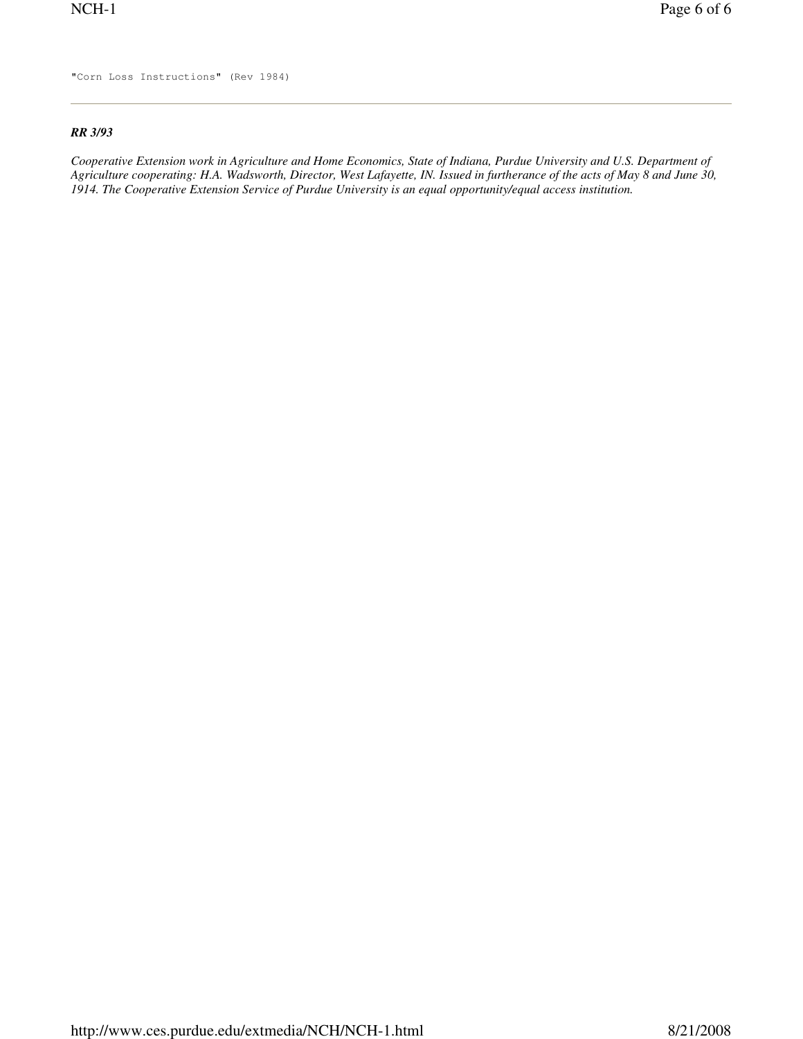"Corn Loss Instructions" (Rev 1984)

---

***RR 3/93***

*Cooperative Extension work in Agriculture and Home Economics, State of Indiana, Purdue University and U.S. Department of Agriculture cooperating: H.A. Wadsworth, Director, West Lafayette, IN. Issued in furtherance of the acts of May 8 and June 30, 1914. The Cooperative Extension Service of Purdue University is an equal opportunity/equal access institution.*